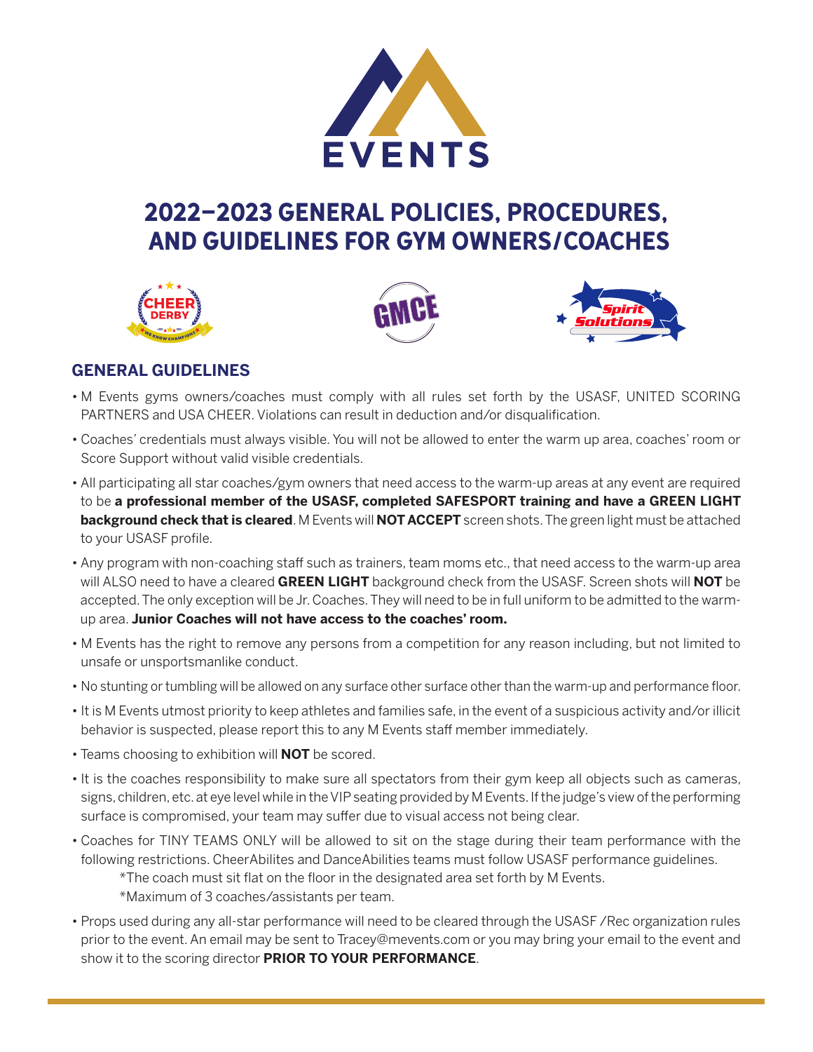# 2022–2023 GENERAL POLICIES, PROCEDURES, AND GUIDELINES FOR GYM OWNERS/COACHES

## GENERAL GUIDELINES

- M Events gyms owners/coaches must comply with all rules set forth by the USASF, UNITED SCORING PARTNERS and USA CHEER. Violations can result in deduction and/or disqualification.
- Coaches' credentials must always visible. You will not be allowed to enter the warm up area, coaches' room or Score Support without valid visible credentials.
- All participating all star coaches/gym owners that need access to the warm-up areas at any event are required to be **a professional member of the USASF, completed SAFESPORT training and have a GREEN LIGHT background check that is cleared**. M Events will **NOT ACCEPT** screen shots. The green light must be attached to your USASF profile.
- Any program with non-coaching staff such as trainers, team moms etc., that need access to the warm-up area will ALSO need to have a cleared **GREEN LIGHT** background check from the USASF. Screen shots will **NOT** be accepted. The only exception will be Jr. Coaches. They will need to be in full uniform to be admitted to the warm-up area. **Junior Coaches will not have access to the coaches' room.**
- M Events has the right to remove any persons from a competition for any reason including, but not limited to unsafe or unsportsmanlike conduct.
- No stunting or tumbling will be allowed on any surface other surface other than the warm-up and performance floor.
- It is M Events utmost priority to keep athletes and families safe, in the event of a suspicious activity and/or illicit behavior is suspected, please report this to any M Events staff member immediately.
- Teams choosing to exhibition will **NOT** be scored.
- It is the coaches responsibility to make sure all spectators from their gym keep all objects such as cameras, signs, children, etc. at eye level while in the VIP seating provided by M Events. If the judge's view of the performing surface is compromised, your team may suffer due to visual access not being clear.
- Coaches for TINY TEAMS ONLY will be allowed to sit on the stage during their team performance with the following restrictions. CheerAbilites and DanceAbilities teams must follow USASF performance guidelines.
  - *The coach must sit flat on the floor in the designated area set forth by M Events.
  - *Maximum of 3 coaches/assistants per team.
- Props used during any all-star performance will need to be cleared through the USASF /Rec organization rules prior to the event. An email may be sent to Tracey@mevents.com or you may bring your email to the event and show it to the scoring director **PRIOR TO YOUR PERFORMANCE**.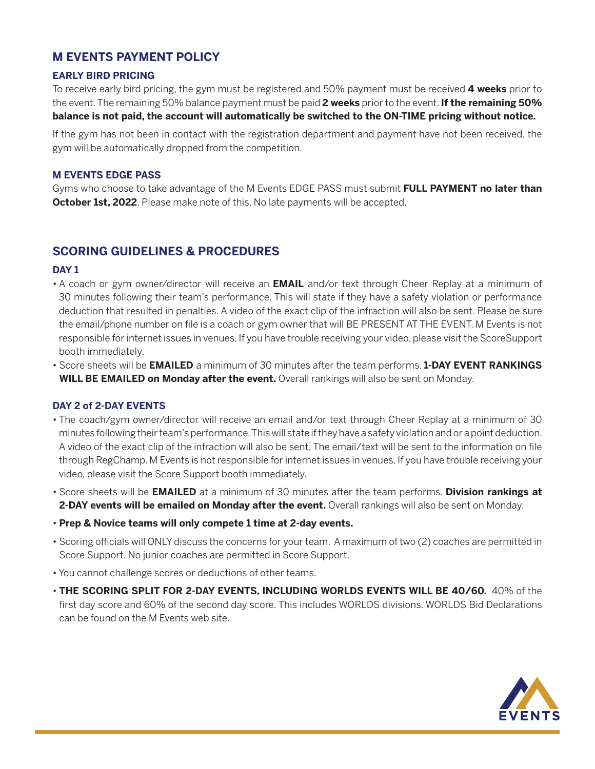## M EVENTS PAYMENT POLICY

### EARLY BIRD PRICING

To receive early bird pricing, the gym must be registered and 50% payment must be received **4 weeks** prior to the event. The remaining 50% balance payment must be paid **2 weeks** prior to the event. **If the remaining 50% balance is not paid, the account will automatically be switched to the ON-TIME pricing without notice.**

If the gym has not been in contact with the registration department and payment have not been received, the gym will be automatically dropped from the competition.

### M EVENTS EDGE PASS

Gyms who choose to take advantage of the M Events EDGE PASS must submit **FULL PAYMENT no later than October 1st, 2022**. Please make note of this. No late payments will be accepted.

## SCORING GUIDELINES & PROCEDURES

### DAY 1

- A coach or gym owner/director will receive an **EMAIL** and/or text through Cheer Replay at a minimum of 30 minutes following their team's performance. This will state if they have a safety violation or performance deduction that resulted in penalties. A video of the exact clip of the infraction will also be sent. Please be sure the email/phone number on file is a coach or gym owner that will BE PRESENT AT THE EVENT. M Events is not responsible for internet issues in venues. If you have trouble receiving your video, please visit the ScoreSupport booth immediately.
- Score sheets will be **EMAILED** a minimum of 30 minutes after the team performs. **1-DAY EVENT RANKINGS WILL BE EMAILED on Monday after the event.** Overall rankings will also be sent on Monday.

### DAY 2 of 2-DAY EVENTS

- The coach/gym owner/director will receive an email and/or text through Cheer Replay at a minimum of 30 minutes following their team's performance. This will state if they have a safety violation and or a point deduction. A video of the exact clip of the infraction will also be sent. The email/text will be sent to the information on file through RegChamp. M Events is not responsible for internet issues in venues. If you have trouble receiving your video, please visit the Score Support booth immediately.
- Score sheets will be **EMAILED** at a minimum of 30 minutes after the team performs. **Division rankings at 2-DAY events will be emailed on Monday after the event.** Overall rankings will also be sent on Monday.
- **Prep & Novice teams will only compete 1 time at 2-day events.**
- Scoring officials will ONLY discuss the concerns for your team. A maximum of two (2) coaches are permitted in Score Support. No junior coaches are permitted in Score Support.
- You cannot challenge scores or deductions of other teams.
- **THE SCORING SPLIT FOR 2-DAY EVENTS, INCLUDING WORLDS EVENTS WILL BE 40/60.** 40% of the first day score and 60% of the second day score. This includes WORLDS divisions. WORLDS Bid Declarations can be found on the M Events web site.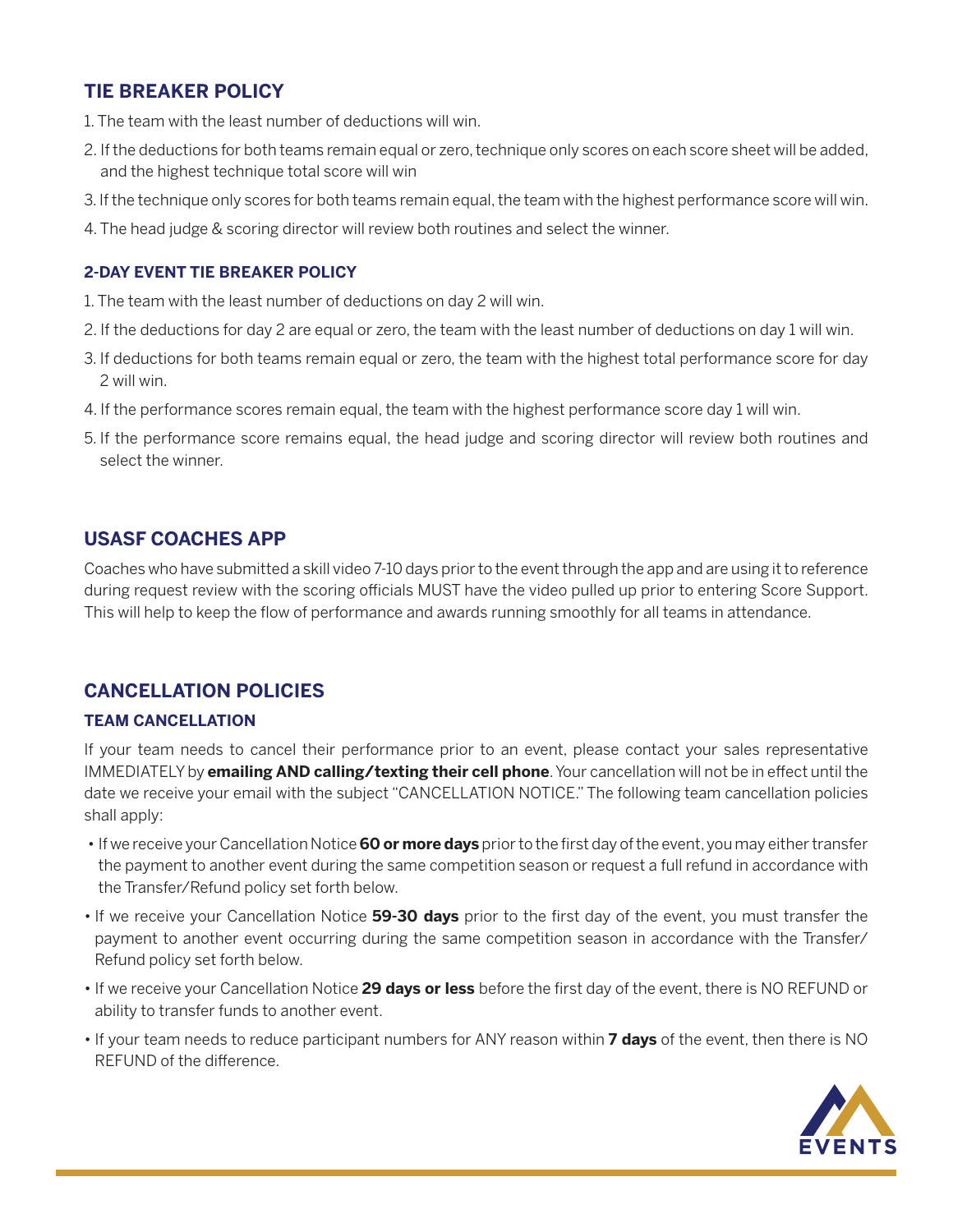## TIE BREAKER POLICY

1. The team with the least number of deductions will win.
2. If the deductions for both teams remain equal or zero, technique only scores on each score sheet will be added, and the highest technique total score will win
3. If the technique only scores for both teams remain equal, the team with the highest performance score will win.
4. The head judge & scoring director will review both routines and select the winner.

### 2-DAY EVENT TIE BREAKER POLICY

1. The team with the least number of deductions on day 2 will win.
2. If the deductions for day 2 are equal or zero, the team with the least number of deductions on day 1 will win.
3. If deductions for both teams remain equal or zero, the team with the highest total performance score for day 2 will win.
4. If the performance scores remain equal, the team with the highest performance score day 1 will win.
5. If the performance score remains equal, the head judge and scoring director will review both routines and select the winner.

## USASF COACHES APP

Coaches who have submitted a skill video 7-10 days prior to the event through the app and are using it to reference during request review with the scoring officials MUST have the video pulled up prior to entering Score Support. This will help to keep the flow of performance and awards running smoothly for all teams in attendance.

## CANCELLATION POLICIES

### TEAM CANCELLATION

If your team needs to cancel their performance prior to an event, please contact your sales representative IMMEDIATELY by **emailing AND calling/texting their cell phone**. Your cancellation will not be in effect until the date we receive your email with the subject "CANCELLATION NOTICE." The following team cancellation policies shall apply:

- If we receive your Cancellation Notice **60 or more days** prior to the first day of the event, you may either transfer the payment to another event during the same competition season or request a full refund in accordance with the Transfer/Refund policy set forth below.
- If we receive your Cancellation Notice **59-30 days** prior to the first day of the event, you must transfer the payment to another event occurring during the same competition season in accordance with the Transfer/Refund policy set forth below.
- If we receive your Cancellation Notice **29 days or less** before the first day of the event, there is NO REFUND or ability to transfer funds to another event.
- If your team needs to reduce participant numbers for ANY reason within **7 days** of the event, then there is NO REFUND of the difference.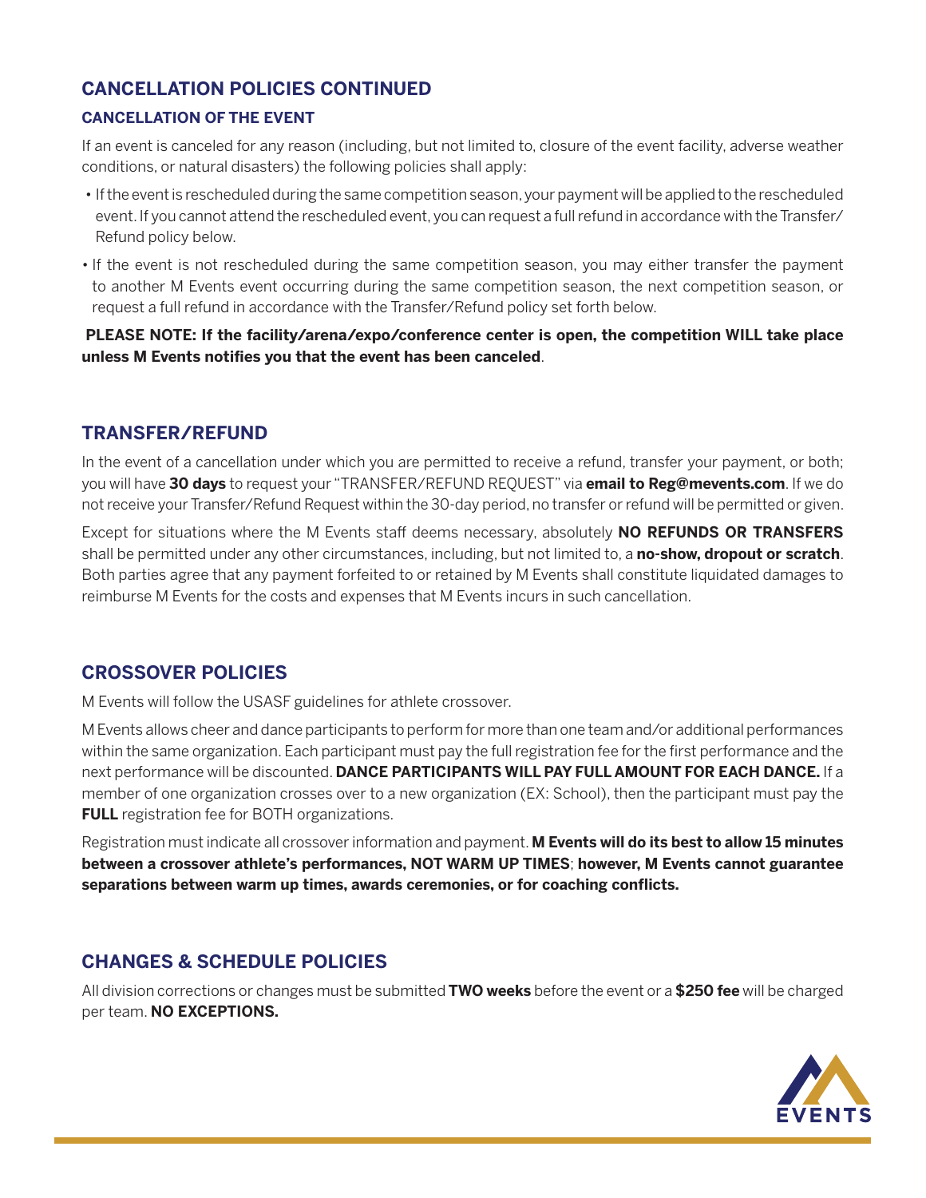## CANCELLATION POLICIES CONTINUED

### CANCELLATION OF THE EVENT

If an event is canceled for any reason (including, but not limited to, closure of the event facility, adverse weather conditions, or natural disasters) the following policies shall apply:

- If the event is rescheduled during the same competition season, your payment will be applied to the rescheduled event. If you cannot attend the rescheduled event, you can request a full refund in accordance with the Transfer/Refund policy below.
- If the event is not rescheduled during the same competition season, you may either transfer the payment to another M Events event occurring during the same competition season, the next competition season, or request a full refund in accordance with the Transfer/Refund policy set forth below.

**PLEASE NOTE: If the facility/arena/expo/conference center is open, the competition WILL take place unless M Events notifies you that the event has been canceled**.

## TRANSFER/REFUND

In the event of a cancellation under which you are permitted to receive a refund, transfer your payment, or both; you will have **30 days** to request your "TRANSFER/REFUND REQUEST" via **email to Reg@mevents.com**. If we do not receive your Transfer/Refund Request within the 30-day period, no transfer or refund will be permitted or given.

Except for situations where the M Events staff deems necessary, absolutely **NO REFUNDS OR TRANSFERS** shall be permitted under any other circumstances, including, but not limited to, a **no-show, dropout or scratch**. Both parties agree that any payment forfeited to or retained by M Events shall constitute liquidated damages to reimburse M Events for the costs and expenses that M Events incurs in such cancellation.

## CROSSOVER POLICIES

M Events will follow the USASF guidelines for athlete crossover.

M Events allows cheer and dance participants to perform for more than one team and/or additional performances within the same organization. Each participant must pay the full registration fee for the first performance and the next performance will be discounted. **DANCE PARTICIPANTS WILL PAY FULL AMOUNT FOR EACH DANCE.** If a member of one organization crosses over to a new organization (EX: School), then the participant must pay the **FULL** registration fee for BOTH organizations.

Registration must indicate all crossover information and payment. **M Events will do its best to allow 15 minutes between a crossover athlete's performances, NOT WARM UP TIMES**; **however, M Events cannot guarantee separations between warm up times, awards ceremonies, or for coaching conflicts.**

## CHANGES & SCHEDULE POLICIES

All division corrections or changes must be submitted **TWO weeks** before the event or a **$250 fee** will be charged per team. **NO EXCEPTIONS.**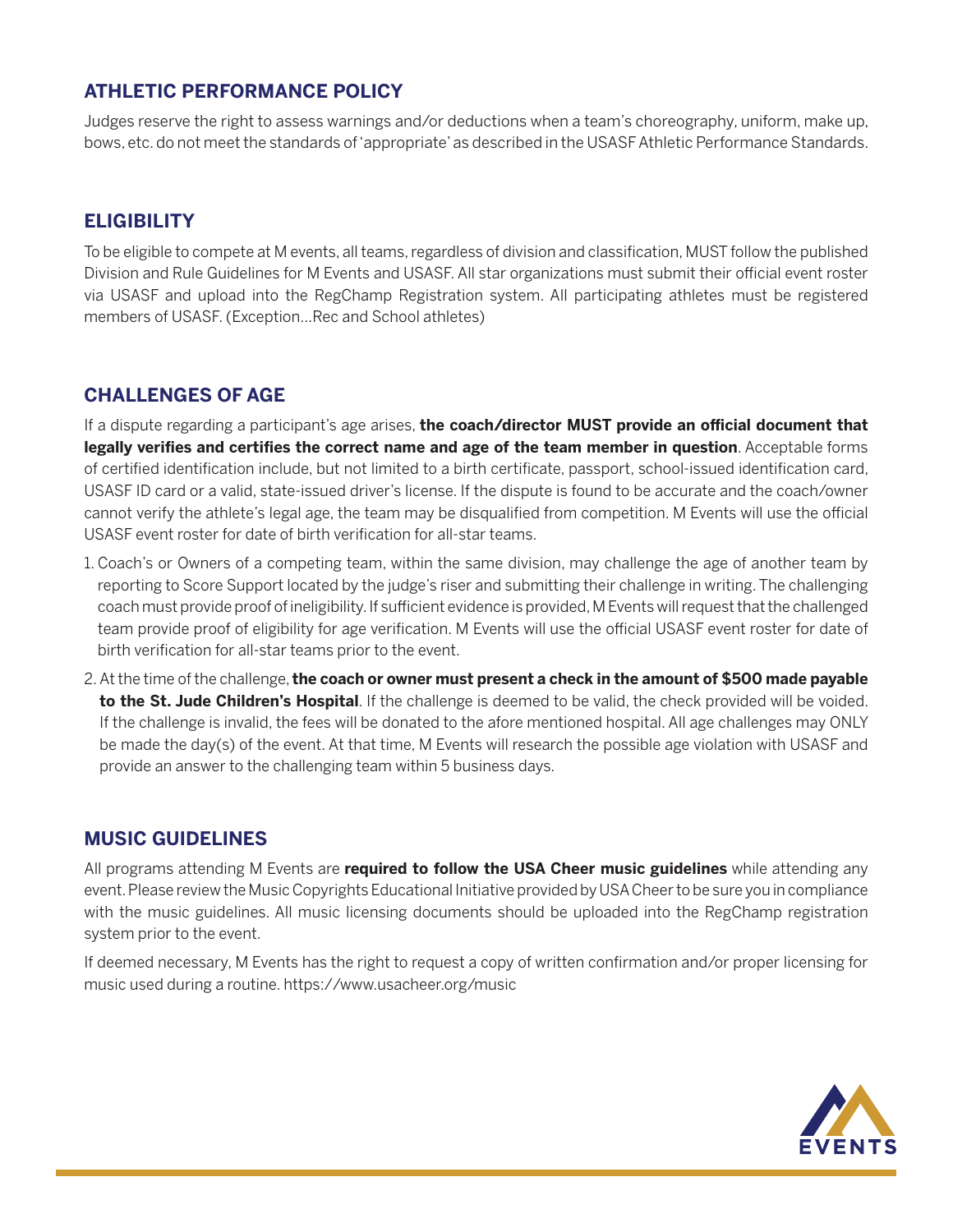## ATHLETIC PERFORMANCE POLICY

Judges reserve the right to assess warnings and/or deductions when a team's choreography, uniform, make up, bows, etc. do not meet the standards of 'appropriate' as described in the USASF Athletic Performance Standards.

## ELIGIBILITY

To be eligible to compete at M events, all teams, regardless of division and classification, MUST follow the published Division and Rule Guidelines for M Events and USASF. All star organizations must submit their official event roster via USASF and upload into the RegChamp Registration system. All participating athletes must be registered members of USASF. (Exception…Rec and School athletes)

## CHALLENGES OF AGE

If a dispute regarding a participant's age arises, **the coach/director MUST provide an official document that legally verifies and certifies the correct name and age of the team member in question**. Acceptable forms of certified identification include, but not limited to a birth certificate, passport, school-issued identification card, USASF ID card or a valid, state-issued driver's license. If the dispute is found to be accurate and the coach/owner cannot verify the athlete's legal age, the team may be disqualified from competition. M Events will use the official USASF event roster for date of birth verification for all-star teams.

1. Coach's or Owners of a competing team, within the same division, may challenge the age of another team by reporting to Score Support located by the judge's riser and submitting their challenge in writing. The challenging coach must provide proof of ineligibility. If sufficient evidence is provided, M Events will request that the challenged team provide proof of eligibility for age verification. M Events will use the official USASF event roster for date of birth verification for all-star teams prior to the event.
2. At the time of the challenge, **the coach or owner must present a check in the amount of $500 made payable to the St. Jude Children's Hospital**. If the challenge is deemed to be valid, the check provided will be voided. If the challenge is invalid, the fees will be donated to the afore mentioned hospital. All age challenges may ONLY be made the day(s) of the event. At that time, M Events will research the possible age violation with USASF and provide an answer to the challenging team within 5 business days.

## MUSIC GUIDELINES

All programs attending M Events are **required to follow the USA Cheer music guidelines** while attending any event. Please review the Music Copyrights Educational Initiative provided by USA Cheer to be sure you in compliance with the music guidelines. All music licensing documents should be uploaded into the RegChamp registration system prior to the event.

If deemed necessary, M Events has the right to request a copy of written confirmation and/or proper licensing for music used during a routine. https://www.usacheer.org/music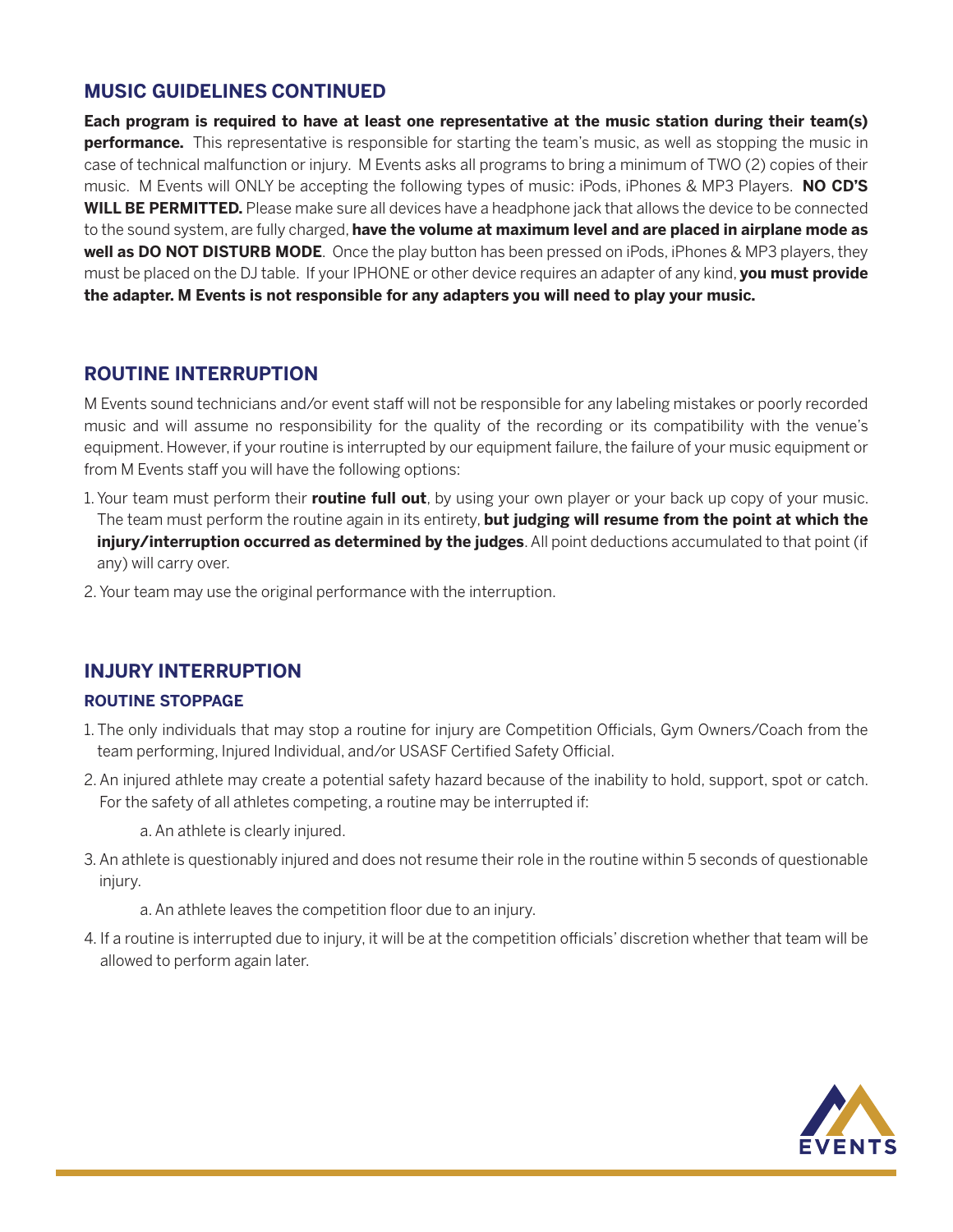## MUSIC GUIDELINES CONTINUED

**Each program is required to have at least one representative at the music station during their team(s) performance.** This representative is responsible for starting the team's music, as well as stopping the music in case of technical malfunction or injury. M Events asks all programs to bring a minimum of TWO (2) copies of their music. M Events will ONLY be accepting the following types of music: iPods, iPhones & MP3 Players. **NO CD'S WILL BE PERMITTED.** Please make sure all devices have a headphone jack that allows the device to be connected to the sound system, are fully charged, **have the volume at maximum level and are placed in airplane mode as well as DO NOT DISTURB MODE**. Once the play button has been pressed on iPods, iPhones & MP3 players, they must be placed on the DJ table. If your IPHONE or other device requires an adapter of any kind, **you must provide the adapter. M Events is not responsible for any adapters you will need to play your music.**

## ROUTINE INTERRUPTION

M Events sound technicians and/or event staff will not be responsible for any labeling mistakes or poorly recorded music and will assume no responsibility for the quality of the recording or its compatibility with the venue's equipment. However, if your routine is interrupted by our equipment failure, the failure of your music equipment or from M Events staff you will have the following options:

1. Your team must perform their **routine full out**, by using your own player or your back up copy of your music. The team must perform the routine again in its entirety, **but judging will resume from the point at which the injury/interruption occurred as determined by the judges**. All point deductions accumulated to that point (if any) will carry over.
2. Your team may use the original performance with the interruption.

## INJURY INTERRUPTION

### ROUTINE STOPPAGE

1. The only individuals that may stop a routine for injury are Competition Officials, Gym Owners/Coach from the team performing, Injured Individual, and/or USASF Certified Safety Official.
2. An injured athlete may create a potential safety hazard because of the inability to hold, support, spot or catch. For the safety of all athletes competing, a routine may be interrupted if:
   a. An athlete is clearly injured.
3. An athlete is questionably injured and does not resume their role in the routine within 5 seconds of questionable injury.
   a. An athlete leaves the competition floor due to an injury.
4. If a routine is interrupted due to injury, it will be at the competition officials' discretion whether that team will be allowed to perform again later.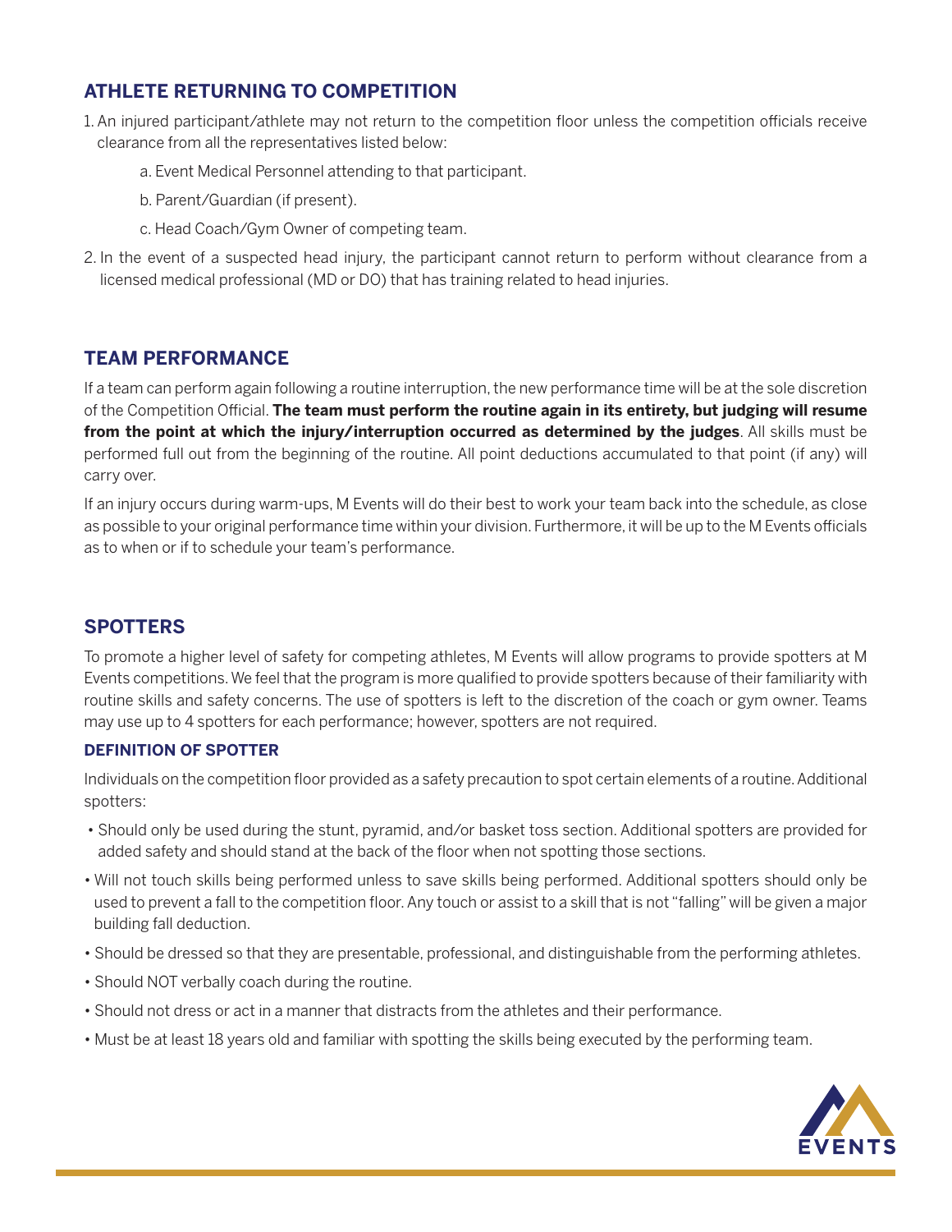## ATHLETE RETURNING TO COMPETITION

1. An injured participant/athlete may not return to the competition floor unless the competition officials receive clearance from all the representatives listed below:
   a. Event Medical Personnel attending to that participant.
   b. Parent/Guardian (if present).
   c. Head Coach/Gym Owner of competing team.
2. In the event of a suspected head injury, the participant cannot return to perform without clearance from a licensed medical professional (MD or DO) that has training related to head injuries.

## TEAM PERFORMANCE

If a team can perform again following a routine interruption, the new performance time will be at the sole discretion of the Competition Official. **The team must perform the routine again in its entirety, but judging will resume from the point at which the injury/interruption occurred as determined by the judges**. All skills must be performed full out from the beginning of the routine. All point deductions accumulated to that point (if any) will carry over.

If an injury occurs during warm-ups, M Events will do their best to work your team back into the schedule, as close as possible to your original performance time within your division. Furthermore, it will be up to the M Events officials as to when or if to schedule your team's performance.

## SPOTTERS

To promote a higher level of safety for competing athletes, M Events will allow programs to provide spotters at M Events competitions. We feel that the program is more qualified to provide spotters because of their familiarity with routine skills and safety concerns. The use of spotters is left to the discretion of the coach or gym owner. Teams may use up to 4 spotters for each performance; however, spotters are not required.

### DEFINITION OF SPOTTER

Individuals on the competition floor provided as a safety precaution to spot certain elements of a routine. Additional spotters:

- Should only be used during the stunt, pyramid, and/or basket toss section. Additional spotters are provided for added safety and should stand at the back of the floor when not spotting those sections.
- Will not touch skills being performed unless to save skills being performed. Additional spotters should only be used to prevent a fall to the competition floor. Any touch or assist to a skill that is not "falling" will be given a major building fall deduction.
- Should be dressed so that they are presentable, professional, and distinguishable from the performing athletes.
- Should NOT verbally coach during the routine.
- Should not dress or act in a manner that distracts from the athletes and their performance.
- Must be at least 18 years old and familiar with spotting the skills being executed by the performing team.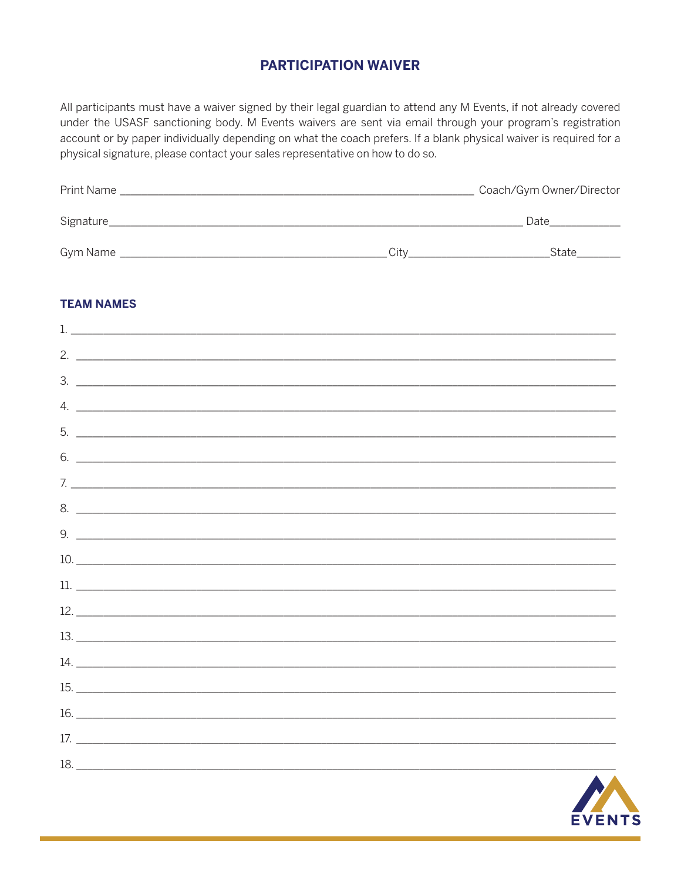# PARTICIPATION WAIVER

All participants must have a waiver signed by their legal guardian to attend any M Events, if not already covered under the USASF sanctioning body. M Events waivers are sent via email through your program's registration account or by paper individually depending on what the coach prefers. If a blank physical waiver is required for a physical signature, please contact your sales representative on how to do so.

Print Name ____________________________________________ Coach/Gym Owner/Director

Signature______________________________________________________ Date__________

Gym Name __________________________________ City__________________ State______

## TEAM NAMES

1. ______________________________________________________________________
2. ______________________________________________________________________
3. ______________________________________________________________________
4. ______________________________________________________________________
5. ______________________________________________________________________
6. ______________________________________________________________________
7. ______________________________________________________________________
8. ______________________________________________________________________
9. ______________________________________________________________________
10. ______________________________________________________________________
11. ______________________________________________________________________
12. ______________________________________________________________________
13. ______________________________________________________________________
14. ______________________________________________________________________
15. ______________________________________________________________________
16. ______________________________________________________________________
17. ______________________________________________________________________
18. ______________________________________________________________________

EVENTS